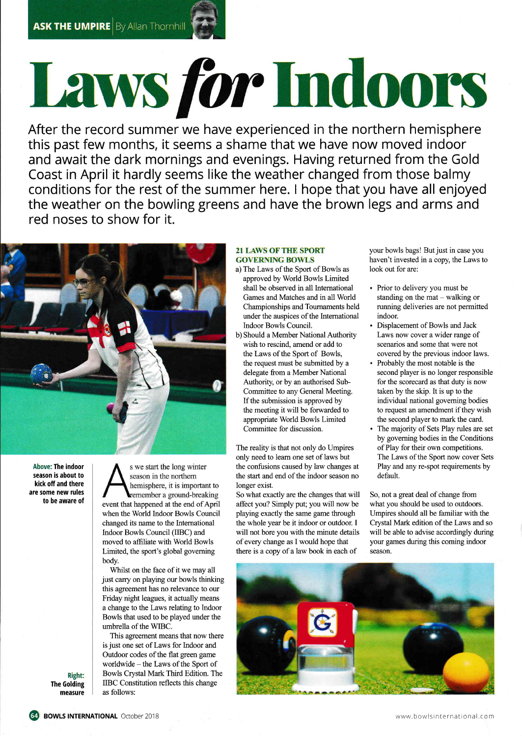ASK THE UMPIRE | By Allan Thornhill

# Laws *for* Indoors

After the record summer we have experienced in the northern hemisphere this past few months, it seems a shame that we have now moved indoor and await the dark mornings and evenings. Having returned from the Gold Coast in April it hardly seems like the weather changed from those balmy conditions for the rest of the summer here. I hope that you have all enjoyed the weather on the bowling greens and have the brown legs and arms and red noses to show for it.

**Above: The indoor season is about to kick off and there are some new rules to be aware of**

As we start the long winter season in the northern hemisphere, it is important to remember a ground-breaking event that happened at the end of April when the World Indoor Bowls Council changed its name to the International Indoor Bowls Council (IIBC) and moved to affiliate with World Bowls Limited, the sport's global governing body.

Whilst on the face of it we may all just carry on playing our bowls thinking this agreement has no relevance to our Friday night leagues, it actually means a change to the Laws relating to Indoor Bowls that used to be played under the umbrella of the WIBC.

This agreement means that now there is just one set of Laws for Indoor and Outdoor codes of the flat green game worldwide – the Laws of the Sport of Bowls Crystal Mark Third Edition. The IIBC Constitution reflects this change as follows:

**21 LAWS OF THE SPORT GOVERNING BOWLS**

a) The Laws of the Sport of Bowls as approved by World Bowls Limited shall be observed in all International Games and Matches and in all World Championships and Tournaments held under the auspices of the International Indoor Bowls Council.

b) Should a Member National Authority wish to rescind, amend or add to the Laws of the Sport of Bowls, the request must be submitted by a delegate from a Member National Authority, or by an authorised Sub-Committee to any General Meeting. If the submission is approved by the meeting it will be forwarded to appropriate World Bowls Limited Committee for discussion.

The reality is that not only do Umpires only need to learn one set of laws but the confusions caused by law changes at the start and end of the indoor season no longer exist.

So what exactly are the changes that will affect you? Simply put; you will now be playing exactly the same game through the whole year be it indoor or outdoor. I will not bore you with the minute details of every change as I would hope that there is a copy of a law book in each of your bowls bags! But just in case you haven't invested in a copy, the Laws to look out for are:

- Prior to delivery you must be standing on the mat – walking or running deliveries are not permitted indoor.
- Displacement of Bowls and Jack Laws now cover a wider range of scenarios and some that were not covered by the previous indoor laws.
- Probably the most notable is the second player is no longer responsible for the scorecard as that duty is now taken by the skip. It is up to the individual national governing bodies to request an amendment if they wish the second player to mark the card.
- The majority of Sets Play rules are set by governing bodies in the Conditions of Play for their own competitions. The Laws of the Sport now cover Sets Play and any re-spot requirements by default.

So, not a great deal of change from what you should be used to outdoors. Umpires should all be familiar with the Crystal Mark edition of the Laws and so will be able to advise accordingly during your games during this coming indoor season.

**Right: The Golding measure**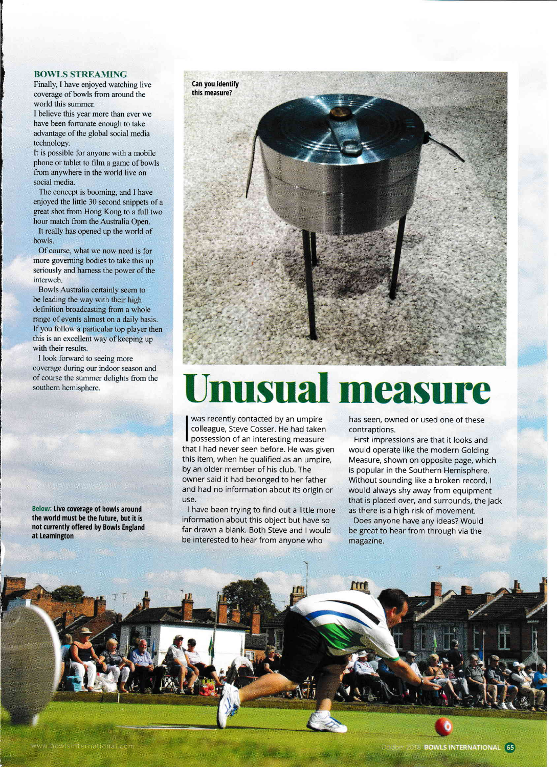## BOWLS STREAMING

Finally, I have enjoyed watching live coverage of bowls from around the world this summer.

I believe this year more than ever we have been fortunate enough to take advantage of the global social media technology.

It is possible for anyone with a mobile phone or tablet to film a game of bowls from anywhere in the world live on social media.

The concept is booming, and I have enjoyed the little 30 second snippets of a great shot from Hong Kong to a full two hour match from the Australia Open.

It really has opened up the world of bowls.

Of course, what we now need is for more governing bodies to take this up seriously and harness the power of the interweb.

Bowls Australia certainly seem to be leading the way with their high definition broadcasting from a whole range of events almost on a daily basis. If you follow a particular top player then this is an excellent way of keeping up with their results.

I look forward to seeing more coverage during our indoor season and of course the summer delights from the southern hemisphere.

**Below: Live coverage of bowls around the world must be the future, but it is not currently offered by Bowls England at Leamington**

**Can you identify this measure?**

# Unusual measure

I was recently contacted by an umpire colleague, Steve Cosser. He had taken possession of an interesting measure that I had never seen before. He was given this item, when he qualified as an umpire, by an older member of his club. The owner said it had belonged to her father and had no information about its origin or use.

I have been trying to find out a little more information about this object but have so far drawn a blank. Both Steve and I would be interested to hear from anyone who has seen, owned or used one of these contraptions.

First impressions are that it looks and would operate like the modern Golding Measure, shown on opposite page, which is popular in the Southern Hemisphere. Without sounding like a broken record, I would always shy away from equipment that is placed over, and surrounds, the jack as there is a high risk of movement.

Does anyone have any ideas? Would be great to hear from through via the magazine.